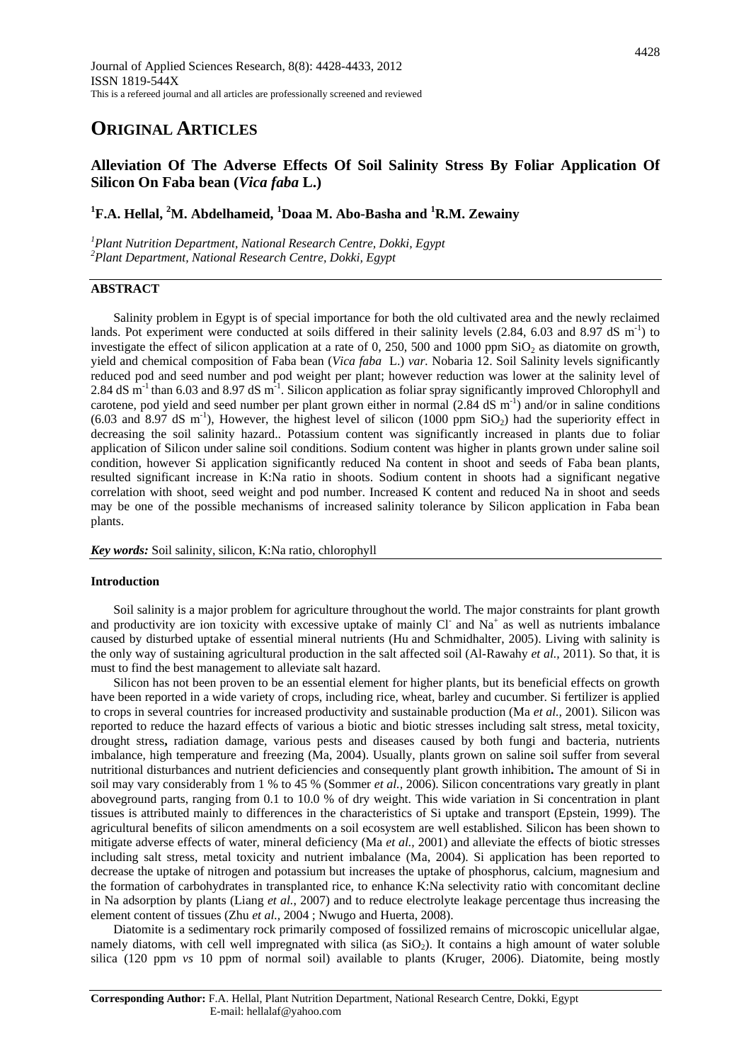Journal of Applied Sciences Research, 8(8): 4428-4433, 2012
ISSN 1819-544X
This is a refereed journal and all articles are professionally screened and reviewed

# ORIGINAL ARTICLES

## Alleviation Of The Adverse Effects Of Soil Salinity Stress By Foliar Application Of Silicon On Faba bean (*Vica faba* L.)

**[1]F.A. Hellal, [2]M. Abdelhameid, [1]Doaa M. Abo-Basha and [1]R.M. Zewainy**

*[1]Plant Nutrition Department, National Research Centre, Dokki, Egypt*
*[2]Plant Department, National Research Centre, Dokki, Egypt*

### ABSTRACT

Salinity problem in Egypt is of special importance for both the old cultivated area and the newly reclaimed lands. Pot experiment were conducted at soils differed in their salinity levels (2.84, 6.03 and 8.97 dS $m^{-1}$) to investigate the effect of silicon application at a rate of 0, 250, 500 and 1000 ppm $SiO_2$ as diatomite on growth, yield and chemical composition of Faba bean (*Vica faba* L.) *var.* Nobaria 12. Soil Salinity levels significantly reduced pod and seed number and pod weight per plant; however reduction was lower at the salinity level of 2.84 dS $m^{-1}$ than 6.03 and 8.97 dS $m^{-1}$. Silicon application as foliar spray significantly improved Chlorophyll and carotene, pod yield and seed number per plant grown either in normal (2.84 dS $m^{-1}$) and/or in saline conditions (6.03 and 8.97 dS $m^{-1}$), However, the highest level of silicon (1000 ppm $SiO_2$) had the superiority effect in decreasing the soil salinity hazard.. Potassium content was significantly increased in plants due to foliar application of Silicon under saline soil conditions. Sodium content was higher in plants grown under saline soil condition, however Si application significantly reduced Na content in shoot and seeds of Faba bean plants, resulted significant increase in K:Na ratio in shoots. Sodium content in shoots had a significant negative correlation with shoot, seed weight and pod number. Increased K content and reduced Na in shoot and seeds may be one of the possible mechanisms of increased salinity tolerance by Silicon application in Faba bean plants.

***Key words:*** Soil salinity, silicon, K:Na ratio, chlorophyll

### Introduction

Soil salinity is a major problem for agriculture throughout the world. The major constraints for plant growth and productivity are ion toxicity with excessive uptake of mainly $Cl^-$ and $Na^+$ as well as nutrients imbalance caused by disturbed uptake of essential mineral nutrients (Hu and Schmidhalter, 2005). Living with salinity is the only way of sustaining agricultural production in the salt affected soil (Al-Rawahy *et al.,* 2011). So that, it is must to find the best management to alleviate salt hazard.

Silicon has not been proven to be an essential element for higher plants, but its beneficial effects on growth have been reported in a wide variety of crops, including rice, wheat, barley and cucumber. Si fertilizer is applied to crops in several countries for increased productivity and sustainable production (Ma *et al.,* 2001). Silicon was reported to reduce the hazard effects of various a biotic and biotic stresses including salt stress, metal toxicity, drought stress**,** radiation damage, various pests and diseases caused by both fungi and bacteria, nutrients imbalance, high temperature and freezing (Ma, 2004). Usually, plants grown on saline soil suffer from several nutritional disturbances and nutrient deficiencies and consequently plant growth inhibition**.** The amount of Si in soil may vary considerably from 1 % to 45 % (Sommer *et al.,* 2006). Silicon concentrations vary greatly in plant aboveground parts, ranging from 0.1 to 10.0 % of dry weight. This wide variation in Si concentration in plant tissues is attributed mainly to differences in the characteristics of Si uptake and transport (Epstein, 1999). The agricultural benefits of silicon amendments on a soil ecosystem are well established. Silicon has been shown to mitigate adverse effects of water, mineral deficiency (Ma *et al.,* 2001) and alleviate the effects of biotic stresses including salt stress, metal toxicity and nutrient imbalance (Ma, 2004). Si application has been reported to decrease the uptake of nitrogen and potassium but increases the uptake of phosphorus, calcium, magnesium and the formation of carbohydrates in transplanted rice, to enhance K:Na selectivity ratio with concomitant decline in Na adsorption by plants (Liang *et al.,* 2007) and to reduce electrolyte leakage percentage thus increasing the element content of tissues (Zhu *et al.,* 2004 ; Nwugo and Huerta, 2008).

Diatomite is a sedimentary rock primarily composed of fossilized remains of microscopic unicellular algae, namely diatoms, with cell well impregnated with silica (as $SiO_2$). It contains a high amount of water soluble silica (120 ppm *vs* 10 ppm of normal soil) available to plants (Kruger, 2006). Diatomite, being mostly

**Corresponding Author:** F.A. Hellal, Plant Nutrition Department, National Research Centre, Dokki, Egypt
E-mail: hellalaf@yahoo.com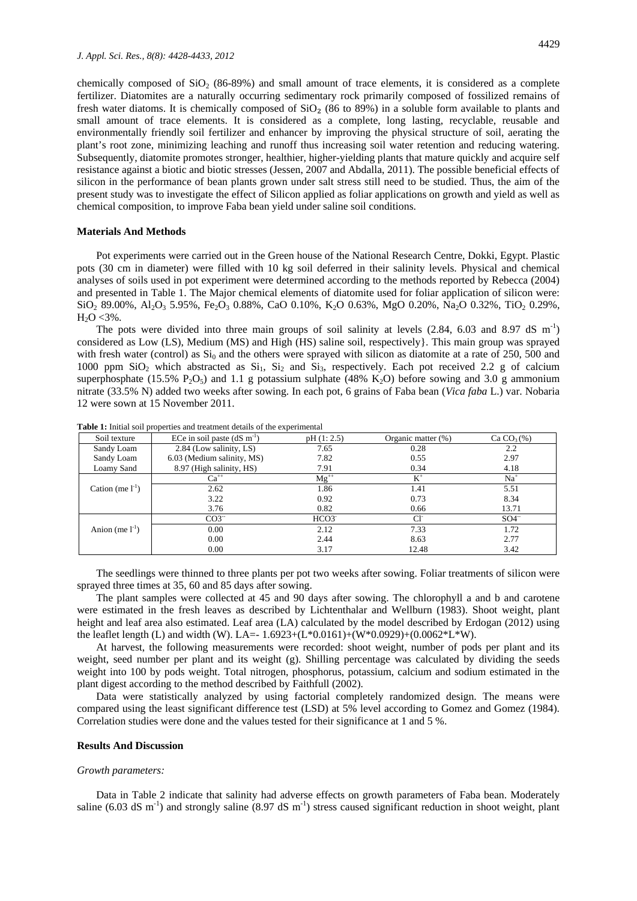chemically composed of $SiO_2$ (86-89%) and small amount of trace elements, it is considered as a complete fertilizer. Diatomites are a naturally occurring sedimentary rock primarily composed of fossilized remains of fresh water diatoms. It is chemically composed of $SiO_2$ (86 to 89%) in a soluble form available to plants and small amount of trace elements. It is considered as a complete, long lasting, recyclable, reusable and environmentally friendly soil fertilizer and enhancer by improving the physical structure of soil, aerating the plant's root zone, minimizing leaching and runoff thus increasing soil water retention and reducing watering. Subsequently, diatomite promotes stronger, healthier, higher-yielding plants that mature quickly and acquire self resistance against a biotic and biotic stresses (Jessen, 2007 and Abdalla, 2011). The possible beneficial effects of silicon in the performance of bean plants grown under salt stress still need to be studied. Thus, the aim of the present study was to investigate the effect of Silicon applied as foliar applications on growth and yield as well as chemical composition, to improve Faba bean yield under saline soil conditions.

## Materials And Methods

Pot experiments were carried out in the Green house of the National Research Centre, Dokki, Egypt. Plastic pots (30 cm in diameter) were filled with 10 kg soil deferred in their salinity levels. Physical and chemical analyses of soils used in pot experiment were determined according to the methods reported by Rebecca (2004) and presented in Table 1. The Major chemical elements of diatomite used for foliar application of silicon were: $SiO_2$ 89.00%, $Al_2O_3$ 5.95%, $Fe_2O_3$ 0.88%, CaO 0.10%, $K_2O$ 0.63%, MgO 0.20%, $Na_2O$ 0.32%, $TiO_2$ 0.29%, $H_2O$ <3%.

The pots were divided into three main groups of soil salinity at levels (2.84, 6.03 and 8.97 dS $m^{-1}$) considered as Low (LS), Medium (MS) and High (HS) saline soil, respectively}. This main group was sprayed with fresh water (control) as $Si_0$ and the others were sprayed with silicon as diatomite at a rate of 250, 500 and 1000 ppm $SiO_2$ which abstracted as $Si_1$, $Si_2$ and $Si_3$, respectively. Each pot received 2.2 g of calcium superphosphate (15.5% $P_2O_5$) and 1.1 g potassium sulphate (48% $K_2O$) before sowing and 3.0 g ammonium nitrate (33.5% N) added two weeks after sowing. In each pot, 6 grains of Faba bean (*Vica faba* L.) var. Nobaria 12 were sown at 15 November 2011.

**Table 1:** Initial soil properties and treatment details of the experimental

| Soil texture | ECe in soil paste (dS $m^{-1}$) | pH (1: 2.5) | Organic matter (%) | Ca $CO_3$ (%) |
|---|---|---|---|---|
| Sandy Loam | 2.84 (Low salinity, LS) | 7.65 | 0.28 | 2.2 |
| Sandy Loam | 6.03 (Medium salinity, MS) | 7.82 | 0.55 | 2.97 |
| Loamy Sand | 8.97 (High salinity, HS) | 7.91 | 0.34 | 4.18 |
| Cation (me $l^{-1}$) | $Ca^{++}$ | $Mg^{++}$ | $K^+$ | $Na^+$ |
| | 2.62 | 1.86 | 1.41 | 5.51 |
| | 3.22 | 0.92 | 0.73 | 8.34 |
| | 3.76 | 0.82 | 0.66 | 13.71 |
| Anion (me $l^{-1}$) | $CO3^{--}$ | $HCO3^-$ | $Cl^-$ | $SO4^{--}$ |
| | 0.00 | 2.12 | 7.33 | 1.72 |
| | 0.00 | 2.44 | 8.63 | 2.77 |
| | 0.00 | 3.17 | 12.48 | 3.42 |

The seedlings were thinned to three plants per pot two weeks after sowing. Foliar treatments of silicon were sprayed three times at 35, 60 and 85 days after sowing.

The plant samples were collected at 45 and 90 days after sowing. The chlorophyll a and b and carotene were estimated in the fresh leaves as described by Lichtenthalar and Wellburn (1983). Shoot weight, plant height and leaf area also estimated. Leaf area (LA) calculated by the model described by Erdogan (2012) using the leaflet length (L) and width (W). LA=- 1.6923+(L*0.0161)+(W*0.0929)+(0.0062*L*W).

At harvest, the following measurements were recorded: shoot weight, number of pods per plant and its weight, seed number per plant and its weight (g). Shilling percentage was calculated by dividing the seeds weight into 100 by pods weight. Total nitrogen, phosphorus, potassium, calcium and sodium estimated in the plant digest according to the method described by Faithfull (2002).

Data were statistically analyzed by using factorial completely randomized design. The means were compared using the least significant difference test (LSD) at 5% level according to Gomez and Gomez (1984). Correlation studies were done and the values tested for their significance at 1 and 5 %.

## Results And Discussion

### *Growth parameters:*

Data in Table 2 indicate that salinity had adverse effects on growth parameters of Faba bean. Moderately saline (6.03 dS $m^{-1}$) and strongly saline (8.97 dS $m^{-1}$) stress caused significant reduction in shoot weight, plant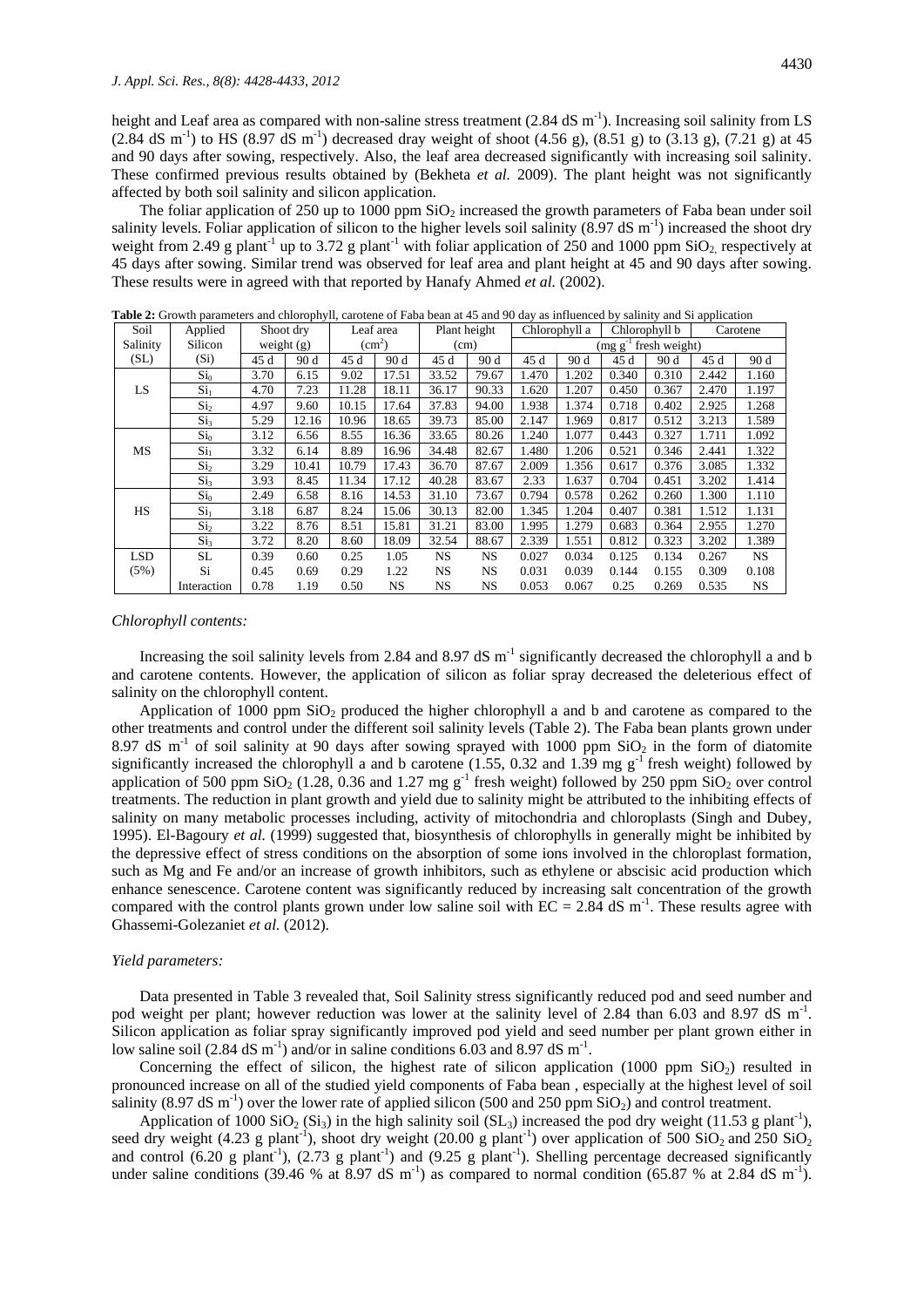height and Leaf area as compared with non-saline stress treatment (2.84 dS $m^{-1}$). Increasing soil salinity from LS (2.84 dS $m^{-1}$) to HS (8.97 dS $m^{-1}$) decreased dray weight of shoot (4.56 g), (8.51 g) to (3.13 g), (7.21 g) at 45 and 90 days after sowing, respectively. Also, the leaf area decreased significantly with increasing soil salinity. These confirmed previous results obtained by (Bekheta *et al.* 2009). The plant height was not significantly affected by both soil salinity and silicon application.

The foliar application of 250 up to 1000 ppm $SiO_2$ increased the growth parameters of Faba bean under soil salinity levels. Foliar application of silicon to the higher levels soil salinity (8.97 dS $m^{-1}$) increased the shoot dry weight from 2.49 g $plant^{-1}$ up to 3.72 g $plant^{-1}$ with foliar application of 250 and 1000 ppm $SiO_2$, respectively at 45 days after sowing. Similar trend was observed for leaf area and plant height at 45 and 90 days after sowing. These results were in agreed with that reported by Hanafy Ahmed *et al.* (2002).

**Table 2:** Growth parameters and chlorophyll, carotene of Faba bean at 45 and 90 day as influenced by salinity and Si application

| Soil Salinity (SL) | Applied Silicon (Si) | Shoot dry weight (g) | | Leaf area ($cm^2$) | | Plant height (cm) | | Chlorophyll a (mg $g^{-1}$ fresh weight) | | Chlorophyll b (mg $g^{-1}$ fresh weight) | | Carotene (mg $g^{-1}$ fresh weight) | |
|---|---|---|---|---|---|---|---|---|---|---|---|---|---|
| | | 45 d | 90 d | 45 d | 90 d | 45 d | 90 d | 45 d | 90 d | 45 d | 90 d | 45 d | 90 d |
| LS | $Si_0$ | 3.70 | 6.15 | 9.02 | 17.51 | 33.52 | 79.67 | 1.470 | 1.202 | 0.340 | 0.310 | 2.442 | 1.160 |
| | $Si_1$ | 4.70 | 7.23 | 11.28 | 18.11 | 36.17 | 90.33 | 1.620 | 1.207 | 0.450 | 0.367 | 2.470 | 1.197 |
| | $Si_2$ | 4.97 | 9.60 | 10.15 | 17.64 | 37.83 | 94.00 | 1.938 | 1.374 | 0.718 | 0.402 | 2.925 | 1.268 |
| | $Si_3$ | 5.29 | 12.16 | 10.96 | 18.65 | 39.73 | 85.00 | 2.147 | 1.969 | 0.817 | 0.512 | 3.213 | 1.589 |
| MS | $Si_0$ | 3.12 | 6.56 | 8.55 | 16.36 | 33.65 | 80.26 | 1.240 | 1.077 | 0.443 | 0.327 | 1.711 | 1.092 |
| | $Si_1$ | 3.32 | 6.14 | 8.89 | 16.96 | 34.48 | 82.67 | 1.480 | 1.206 | 0.521 | 0.346 | 2.441 | 1.322 |
| | $Si_2$ | 3.29 | 10.41 | 10.79 | 17.43 | 36.70 | 87.67 | 2.009 | 1.356 | 0.617 | 0.376 | 3.085 | 1.332 |
| | $Si_3$ | 3.93 | 8.45 | 11.34 | 17.12 | 40.28 | 83.67 | 2.33 | 1.637 | 0.704 | 0.451 | 3.202 | 1.414 |
| HS | $Si_0$ | 2.49 | 6.58 | 8.16 | 14.53 | 31.10 | 73.67 | 0.794 | 0.578 | 0.262 | 0.260 | 1.300 | 1.110 |
| | $Si_1$ | 3.18 | 6.87 | 8.24 | 15.06 | 30.13 | 82.00 | 1.345 | 1.204 | 0.407 | 0.381 | 1.512 | 1.131 |
| | $Si_2$ | 3.22 | 8.76 | 8.51 | 15.81 | 31.21 | 83.00 | 1.995 | 1.279 | 0.683 | 0.364 | 2.955 | 1.270 |
| | $Si_3$ | 3.72 | 8.20 | 8.60 | 18.09 | 32.54 | 88.67 | 2.339 | 1.551 | 0.812 | 0.323 | 3.202 | 1.389 |
| LSD (5%) | SL | 0.39 | 0.60 | 0.25 | 1.05 | NS | NS | 0.027 | 0.034 | 0.125 | 0.134 | 0.267 | NS |
| | Si | 0.45 | 0.69 | 0.29 | 1.22 | NS | NS | 0.031 | 0.039 | 0.144 | 0.155 | 0.309 | 0.108 |
| | Interaction | 0.78 | 1.19 | 0.50 | NS | NS | NS | 0.053 | 0.067 | 0.25 | 0.269 | 0.535 | NS |

*Chlorophyll contents:*

Increasing the soil salinity levels from 2.84 and 8.97 dS $m^{-1}$ significantly decreased the chlorophyll a and b and carotene contents. However, the application of silicon as foliar spray decreased the deleterious effect of salinity on the chlorophyll content.

Application of 1000 ppm $SiO_2$ produced the higher chlorophyll a and b and carotene as compared to the other treatments and control under the different soil salinity levels (Table 2). The Faba bean plants grown under 8.97 dS $m^{-1}$ of soil salinity at 90 days after sowing sprayed with 1000 ppm $SiO_2$ in the form of diatomite significantly increased the chlorophyll a and b carotene (1.55, 0.32 and 1.39 mg $g^{-1}$ fresh weight) followed by application of 500 ppm $SiO_2$ (1.28, 0.36 and 1.27 mg $g^{-1}$ fresh weight) followed by 250 ppm $SiO_2$ over control treatments. The reduction in plant growth and yield due to salinity might be attributed to the inhibiting effects of salinity on many metabolic processes including, activity of mitochondria and chloroplasts (Singh and Dubey, 1995). El-Bagoury *et al.* (1999) suggested that, biosynthesis of chlorophylls in generally might be inhibited by the depressive effect of stress conditions on the absorption of some ions involved in the chloroplast formation, such as Mg and Fe and/or an increase of growth inhibitors, such as ethylene or abscisic acid production which enhance senescence. Carotene content was significantly reduced by increasing salt concentration of the growth compared with the control plants grown under low saline soil with EC = 2.84 dS $m^{-1}$. These results agree with Ghassemi-Golezaniet *al.* (2012).

*Yield parameters:*

Data presented in Table 3 revealed that, Soil Salinity stress significantly reduced pod and seed number and pod weight per plant; however reduction was lower at the salinity level of 2.84 than 6.03 and 8.97 dS $m^{-1}$. Silicon application as foliar spray significantly improved pod yield and seed number per plant grown either in low saline soil (2.84 dS $m^{-1}$) and/or in saline conditions 6.03 and 8.97 dS $m^{-1}$.

Concerning the effect of silicon, the highest rate of silicon application (1000 ppm $SiO_2$) resulted in pronounced increase on all of the studied yield components of Faba bean , especially at the highest level of soil salinity (8.97 dS $m^{-1}$) over the lower rate of applied silicon (500 and 250 ppm $SiO_2$) and control treatment.

Application of 1000 $SiO_2$ ($Si_3$) in the high salinity soil ($SL_3$) increased the pod dry weight (11.53 g $plant^{-1}$), seed dry weight (4.23 g $plant^{-1}$), shoot dry weight (20.00 g $plant^{-1}$) over application of 500 $SiO_2$ and 250 $SiO_2$ and control (6.20 g $plant^{-1}$), (2.73 g $plant^{-1}$) and (9.25 g $plant^{-1}$). Shelling percentage decreased significantly under saline conditions (39.46 % at 8.97 dS $m^{-1}$) as compared to normal condition (65.87 % at 2.84 dS $m^{-1}$).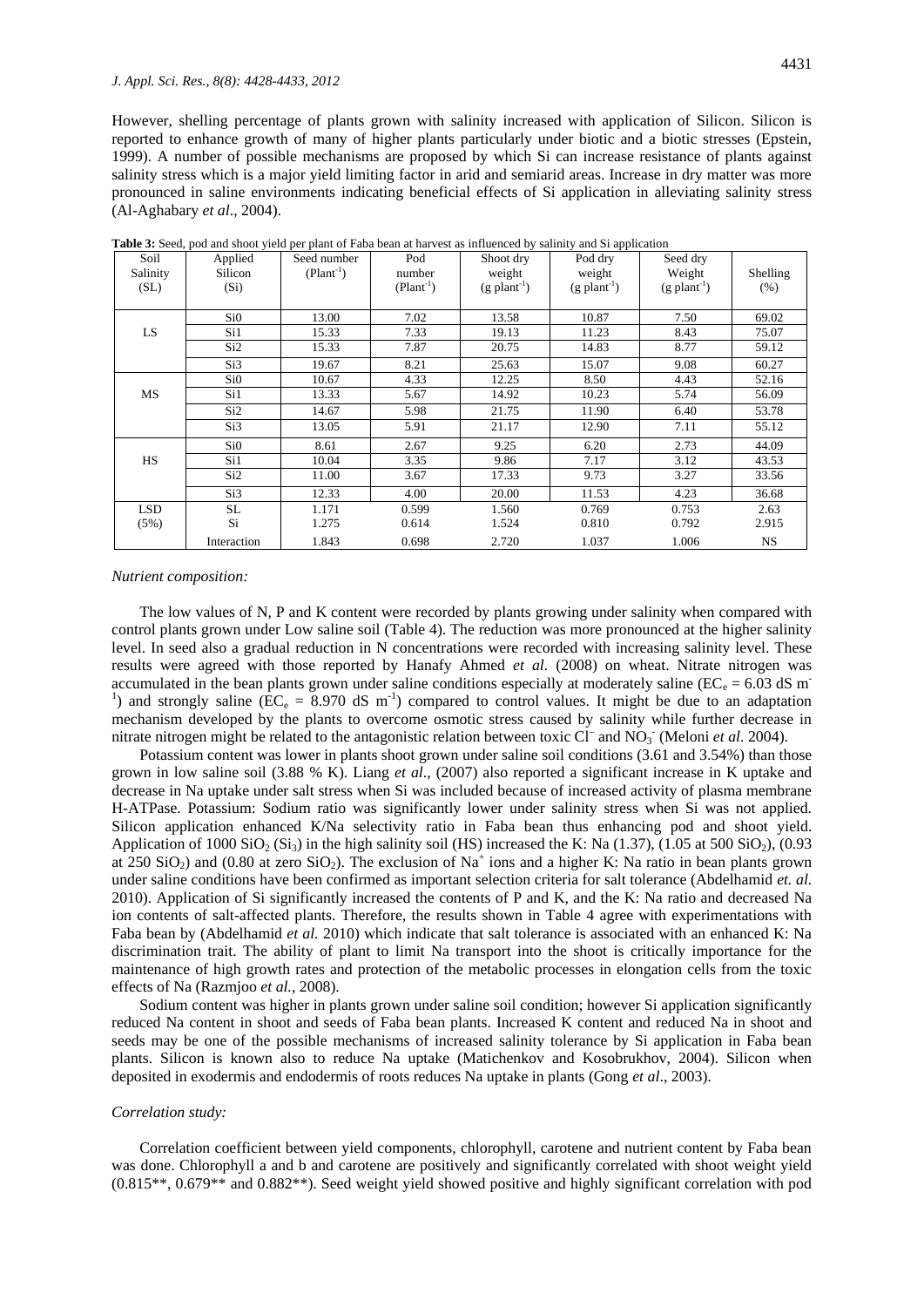However, shelling percentage of plants grown with salinity increased with application of Silicon. Silicon is reported to enhance growth of many of higher plants particularly under biotic and a biotic stresses (Epstein, 1999). A number of possible mechanisms are proposed by which Si can increase resistance of plants against salinity stress which is a major yield limiting factor in arid and semiarid areas. Increase in dry matter was more pronounced in saline environments indicating beneficial effects of Si application in alleviating salinity stress (Al-Aghabary *et al*., 2004).

**Table 3:** Seed, pod and shoot yield per plant of Faba bean at harvest as influenced by salinity and Si application

| Soil Salinity (SL) | Applied Silicon (Si) | Seed number ($Plant^{-1}$) | Pod number ($Plant^{-1}$) | Shoot dry weight (g $plant^{-1}$) | Pod dry weight (g $plant^{-1}$) | Seed dry Weight (g $plant^{-1}$) | Shelling (%) |
|---|---|---|---|---|---|---|---|
| LS | Si0 | 13.00 | 7.02 | 13.58 | 10.87 | 7.50 | 69.02 |
| | Si1 | 15.33 | 7.33 | 19.13 | 11.23 | 8.43 | 75.07 |
| | Si2 | 15.33 | 7.87 | 20.75 | 14.83 | 8.77 | 59.12 |
| | Si3 | 19.67 | 8.21 | 25.63 | 15.07 | 9.08 | 60.27 |
| MS | Si0 | 10.67 | 4.33 | 12.25 | 8.50 | 4.43 | 52.16 |
| | Si1 | 13.33 | 5.67 | 14.92 | 10.23 | 5.74 | 56.09 |
| | Si2 | 14.67 | 5.98 | 21.75 | 11.90 | 6.40 | 53.78 |
| | Si3 | 13.05 | 5.91 | 21.17 | 12.90 | 7.11 | 55.12 |
| HS | Si0 | 8.61 | 2.67 | 9.25 | 6.20 | 2.73 | 44.09 |
| | Si1 | 10.04 | 3.35 | 9.86 | 7.17 | 3.12 | 43.53 |
| | Si2 | 11.00 | 3.67 | 17.33 | 9.73 | 3.27 | 33.56 |
| | Si3 | 12.33 | 4.00 | 20.00 | 11.53 | 4.23 | 36.68 |
| LSD (5%) | SL | 1.171 | 0.599 | 1.560 | 0.769 | 0.753 | 2.63 |
| | Si | 1.275 | 0.614 | 1.524 | 0.810 | 0.792 | 2.915 |
| | Interaction | 1.843 | 0.698 | 2.720 | 1.037 | 1.006 | NS |

*Nutrient composition:*

The low values of N, P and K content were recorded by plants growing under salinity when compared with control plants grown under Low saline soil (Table 4). The reduction was more pronounced at the higher salinity level. In seed also a gradual reduction in N concentrations were recorded with increasing salinity level. These results were agreed with those reported by Hanafy Ahmed *et al*. (2008) on wheat. Nitrate nitrogen was accumulated in the bean plants grown under saline conditions especially at moderately saline ($EC_e$ = 6.03 dS $m^{-1}$) and strongly saline ($EC_e$ = 8.970 dS $m^{-1}$) compared to control values. It might be due to an adaptation mechanism developed by the plants to overcome osmotic stress caused by salinity while further decrease in nitrate nitrogen might be related to the antagonistic relation between toxic $Cl^-$ and $NO_3^-$ (Meloni *et al.* 2004).

Potassium content was lower in plants shoot grown under saline soil conditions (3.61 and 3.54%) than those grown in low saline soil (3.88 % K). Liang *et al*., (2007) also reported a significant increase in K uptake and decrease in Na uptake under salt stress when Si was included because of increased activity of plasma membrane H-ATPase. Potassium: Sodium ratio was significantly lower under salinity stress when Si was not applied. Silicon application enhanced K/Na selectivity ratio in Faba bean thus enhancing pod and shoot yield. Application of 1000 $SiO_2$ ($Si_3$) in the high salinity soil (HS) increased the K: Na (1.37), (1.05 at 500 $SiO_2$), (0.93 at 250 $SiO_2$) and (0.80 at zero $SiO_2$). The exclusion of $Na^+$ ions and a higher K: Na ratio in bean plants grown under saline conditions have been confirmed as important selection criteria for salt tolerance (Abdelhamid *et. al.* 2010). Application of Si significantly increased the contents of P and K, and the K: Na ratio and decreased Na ion contents of salt-affected plants. Therefore, the results shown in Table 4 agree with experimentations with Faba bean by (Abdelhamid *et al.* 2010) which indicate that salt tolerance is associated with an enhanced K: Na discrimination trait. The ability of plant to limit Na transport into the shoot is critically importance for the maintenance of high growth rates and protection of the metabolic processes in elongation cells from the toxic effects of Na (Razmjoo *et al.*, 2008).

Sodium content was higher in plants grown under saline soil condition; however Si application significantly reduced Na content in shoot and seeds of Faba bean plants. Increased K content and reduced Na in shoot and seeds may be one of the possible mechanisms of increased salinity tolerance by Si application in Faba bean plants. Silicon is known also to reduce Na uptake (Matichenkov and Kosobrukhov, 2004). Silicon when deposited in exodermis and endodermis of roots reduces Na uptake in plants (Gong *et al*., 2003).

*Correlation study:*

Correlation coefficient between yield components, chlorophyll, carotene and nutrient content by Faba bean was done. Chlorophyll a and b and carotene are positively and significantly correlated with shoot weight yield (0.815**, 0.679** and 0.882**). Seed weight yield showed positive and highly significant correlation with pod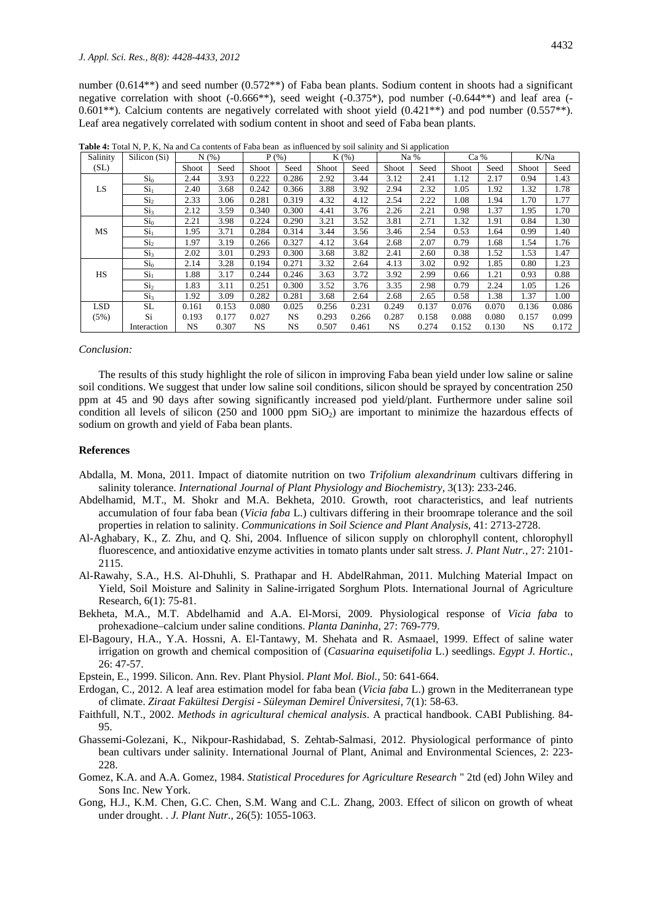number (0.614**) and seed number (0.572**) of Faba bean plants. Sodium content in shoots had a significant negative correlation with shoot (-0.666**), seed weight (-0.375*), pod number (-0.644**) and leaf area (-0.601**). Calcium contents are negatively correlated with shoot yield (0.421**) and pod number (0.557**). Leaf area negatively correlated with sodium content in shoot and seed of Faba bean plants.

**Table 4:** Total N, P, K, Na and Ca contents of Faba bean as influenced by soil salinity and Si application

| Salinity (SL) | Silicon (Si) | N (%) | | P (%) | | K (%) | | Na % | | Ca % | | K/Na | |
|---|---|---|---|---|---|---|---|---|---|---|---|---|---|
| | | Shoot | Seed | Shoot | Seed | Shoot | Seed | Shoot | Seed | Shoot | Seed | Shoot | Seed |
| LS | $Si_0$ | 2.44 | 3.93 | 0.222 | 0.286 | 2.92 | 3.44 | 3.12 | 2.41 | 1.12 | 2.17 | 0.94 | 1.43 |
| | $Si_1$ | 2.40 | 3.68 | 0.242 | 0.366 | 3.88 | 3.92 | 2.94 | 2.32 | 1.05 | 1.92 | 1.32 | 1.78 |
| | $Si_2$ | 2.33 | 3.06 | 0.281 | 0.319 | 4.32 | 4.12 | 2.54 | 2.22 | 1.08 | 1.94 | 1.70 | 1.77 |
| | $Si_3$ | 2.12 | 3.59 | 0.340 | 0.300 | 4.41 | 3.76 | 2.26 | 2.21 | 0.98 | 1.37 | 1.95 | 1.70 |
| MS | $Si_0$ | 2.21 | 3.98 | 0.224 | 0.290 | 3.21 | 3.52 | 3.81 | 2.71 | 1.32 | 1.91 | 0.84 | 1.30 |
| | $Si_1$ | 1.95 | 3.71 | 0.284 | 0.314 | 3.44 | 3.56 | 3.46 | 2.54 | 0.53 | 1.64 | 0.99 | 1.40 |
| | $Si_2$ | 1.97 | 3.19 | 0.266 | 0.327 | 4.12 | 3.64 | 2.68 | 2.07 | 0.79 | 1.68 | 1.54 | 1.76 |
| | $Si_3$ | 2.02 | 3.01 | 0.293 | 0.300 | 3.68 | 3.82 | 2.41 | 2.60 | 0.38 | 1.52 | 1.53 | 1.47 |
| HS | $Si_0$ | 2.14 | 3.28 | 0.194 | 0.271 | 3.32 | 2.64 | 4.13 | 3.02 | 0.92 | 1.85 | 0.80 | 1.23 |
| | $Si_1$ | 1.88 | 3.17 | 0.244 | 0.246 | 3.63 | 3.72 | 3.92 | 2.99 | 0.66 | 1.21 | 0.93 | 0.88 |
| | $Si_2$ | 1.83 | 3.11 | 0.251 | 0.300 | 3.52 | 3.76 | 3.35 | 2.98 | 0.79 | 2.24 | 1.05 | 1.26 |
| | $Si_3$ | 1.92 | 3.09 | 0.282 | 0.281 | 3.68 | 2.64 | 2.68 | 2.65 | 0.58 | 1.38 | 1.37 | 1.00 |
| LSD (5%) | SL | 0.161 | 0.153 | 0.080 | 0.025 | 0.256 | 0.231 | 0.249 | 0.137 | 0.076 | 0.070 | 0.136 | 0.086 |
| | Si | 0.193 | 0.177 | 0.027 | NS | 0.293 | 0.266 | 0.287 | 0.158 | 0.088 | 0.080 | 0.157 | 0.099 |
| | Interaction | NS | 0.307 | NS | NS | 0.507 | 0.461 | NS | 0.274 | 0.152 | 0.130 | NS | 0.172 |

*Conclusion:*

The results of this study highlight the role of silicon in improving Faba bean yield under low saline or saline soil conditions. We suggest that under low saline soil conditions, silicon should be sprayed by concentration 250 ppm at 45 and 90 days after sowing significantly increased pod yield/plant. Furthermore under saline soil condition all levels of silicon (250 and 1000 ppm $SiO_2$) are important to minimize the hazardous effects of sodium on growth and yield of Faba bean plants.

## References

Abdalla, M. Mona, 2011. Impact of diatomite nutrition on two *Trifolium alexandrinum* cultivars differing in salinity tolerance. *International Journal of Plant Physiology and Biochemistry*, 3(13): 233-246.

Abdelhamid, M.T., M. Shokr and M.A. Bekheta, 2010. Growth, root characteristics, and leaf nutrients accumulation of four faba bean (*Vicia faba* L.) cultivars differing in their broomrape tolerance and the soil properties in relation to salinity. *Communications in Soil Science and Plant Analysis*, 41: 2713-2728.

Al-Aghabary, K., Z. Zhu, and Q. Shi, 2004. Influence of silicon supply on chlorophyll content, chlorophyll fluorescence, and antioxidative enzyme activities in tomato plants under salt stress. *J. Plant Nutr.*, 27: 2101-2115.

Al-Rawahy, S.A., H.S. Al-Dhuhli, S. Prathapar and H. AbdelRahman, 2011. Mulching Material Impact on Yield, Soil Moisture and Salinity in Saline-irrigated Sorghum Plots. International Journal of Agriculture Research, 6(1): 75-81.

Bekheta, M.A., M.T. Abdelhamid and A.A. El-Morsi, 2009. Physiological response of *Vicia faba* to prohexadione–calcium under saline conditions. *Planta Daninha*, 27: 769-779.

El-Bagoury, H.A., Y.A. Hossni, A. El-Tantawy, M. Shehata and R. Asmaael, 1999. Effect of saline water irrigation on growth and chemical composition of (*Casuarina equisetifolia* L.) seedlings. *Egypt J. Hortic.*, 26: 47-57.

Epstein, E., 1999. Silicon. Ann. Rev. Plant Physiol. *Plant Mol. Biol.*, 50: 641-664.

Erdogan, C., 2012. A leaf area estimation model for faba bean (*Vicia faba* L.) grown in the Mediterranean type of climate. *Ziraat Fakültesi Dergisi - Süleyman Demirel Üniversitesi*, 7(1): 58-63.

Faithfull, N.T., 2002. *Methods in agricultural chemical analysis*. A practical handbook. CABI Publishing. 84-95.

Ghassemi-Golezani, K., Nikpour-Rashidabad, S. Zehtab-Salmasi, 2012. Physiological performance of pinto bean cultivars under salinity. International Journal of Plant, Animal and Environmental Sciences, 2: 223-228.

Gomez, K.A. and A.A. Gomez, 1984. *Statistical Procedures for Agriculture Research* " 2td (ed) John Wiley and Sons Inc. New York.

Gong, H.J., K.M. Chen, G.C. Chen, S.M. Wang and C.L. Zhang, 2003. Effect of silicon on growth of wheat under drought. . *J. Plant Nutr.*, 26(5): 1055-1063.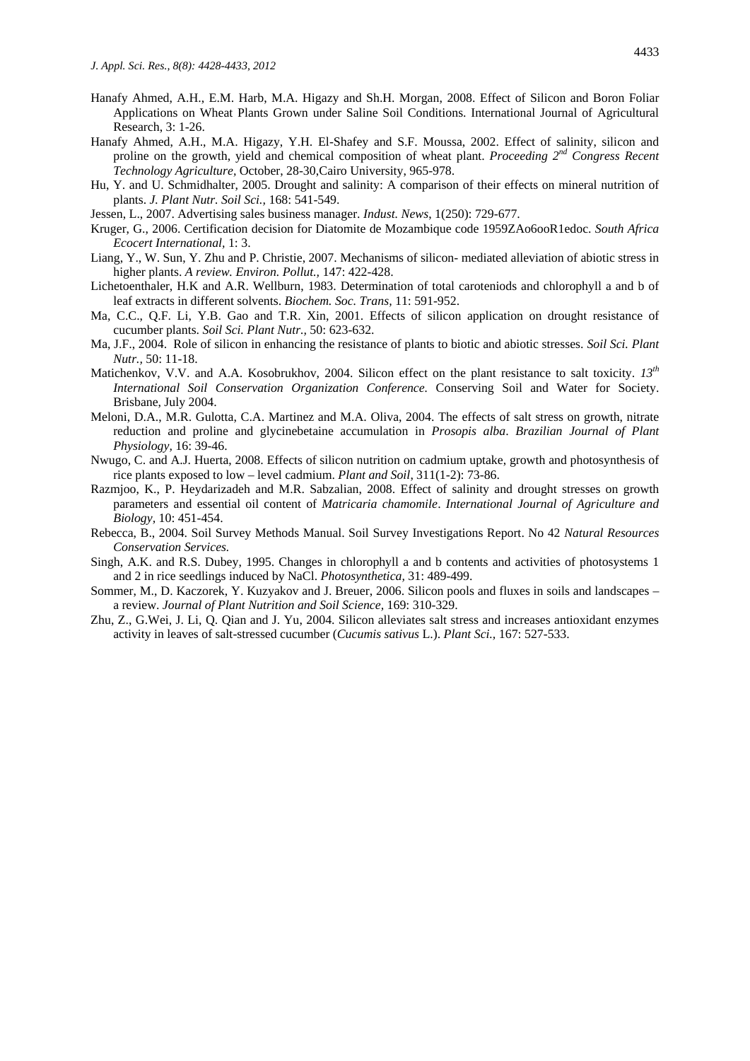Hanafy Ahmed, A.H., E.M. Harb, M.A. Higazy and Sh.H. Morgan, 2008. Effect of Silicon and Boron Foliar Applications on Wheat Plants Grown under Saline Soil Conditions. International Journal of Agricultural Research, 3: 1-26.

Hanafy Ahmed, A.H., M.A. Higazy, Y.H. El-Shafey and S.F. Moussa, 2002. Effect of salinity, silicon and proline on the growth, yield and chemical composition of wheat plant. *Proceeding 2nd Congress Recent Technology Agriculture*, October, 28-30,Cairo University, 965-978.

Hu, Y. and U. Schmidhalter, 2005. Drought and salinity: A comparison of their effects on mineral nutrition of plants. *J. Plant Nutr. Soil Sci.*, 168: 541-549.

Jessen, L., 2007. Advertising sales business manager. *Indust. News*, 1(250): 729-677.

Kruger, G., 2006. Certification decision for Diatomite de Mozambique code 1959ZAo6ooR1edoc. *South Africa Ecocert International*, 1: 3.

Liang, Y., W. Sun, Y. Zhu and P. Christie, 2007. Mechanisms of silicon- mediated alleviation of abiotic stress in higher plants. *A review. Environ. Pollut.,* 147: 422-428.

Lichetoenthaler, H.K and A.R. Wellburn, 1983. Determination of total careteniods and chlorophyll a and b of leaf extracts in different solvents. *Biochem. Soc. Trans,* 11: 591-952.

Ma, C.C., Q.F. Li, Y.B. Gao and T.R. Xin, 2001. Effects of silicon application on drought resistance of cucumber plants. *Soil Sci. Plant Nutr.,* 50: 623-632.

Ma, J.F., 2004. Role of silicon in enhancing the resistance of plants to biotic and abiotic stresses. *Soil Sci. Plant Nutr.,* 50: 11-18.

Matichenkov, V.V. and A.A. Kosobrukhov, 2004. Silicon effect on the plant resistance to salt toxicity. *13th International Soil Conservation Organization Conference.* Conserving Soil and Water for Society. Brisbane, July 2004.

Meloni, D.A., M.R. Gulotta, C.A. Martinez and M.A. Oliva, 2004. The effects of salt stress on growth, nitrate reduction and proline and glycinebetaine accumulation in *Prosopis alba*. *Brazilian Journal of Plant Physiology*, 16: 39-46.

Nwugo, C. and A.J. Huerta, 2008. Effects of silicon nutrition on cadmium uptake, growth and photosynthesis of rice plants exposed to low – level cadmium. *Plant and Soil*, 311(1-2): 73-86.

Razmjoo, K., P. Heydarizadeh and M.R. Sabzalian, 2008. Effect of salinity and drought stresses on growth parameters and essential oil content of *Matricaria chamomile*. *International Journal of Agriculture and Biology,* 10: 451-454.

Rebecca, B., 2004. Soil Survey Methods Manual. Soil Survey Investigations Report. No 42 *Natural Resources Conservation Services.*

Singh, A.K. and R.S. Dubey, 1995. Changes in chlorophyll a and b contents and activities of photosystems 1 and 2 in rice seedlings induced by NaCl. *Photosynthetica,* 31: 489-499.

Sommer, M., D. Kaczorek, Y. Kuzyakov and J. Breuer, 2006. Silicon pools and fluxes in soils and landscapes – a review. *Journal of Plant Nutrition and Soil Science,* 169: 310-329.

Zhu, Z., G.Wei, J. Li, Q. Qian and J. Yu, 2004. Silicon alleviates salt stress and increases antioxidant enzymes activity in leaves of salt-stressed cucumber (*Cucumis sativus* L.). *Plant Sci.,* 167: 527-533.